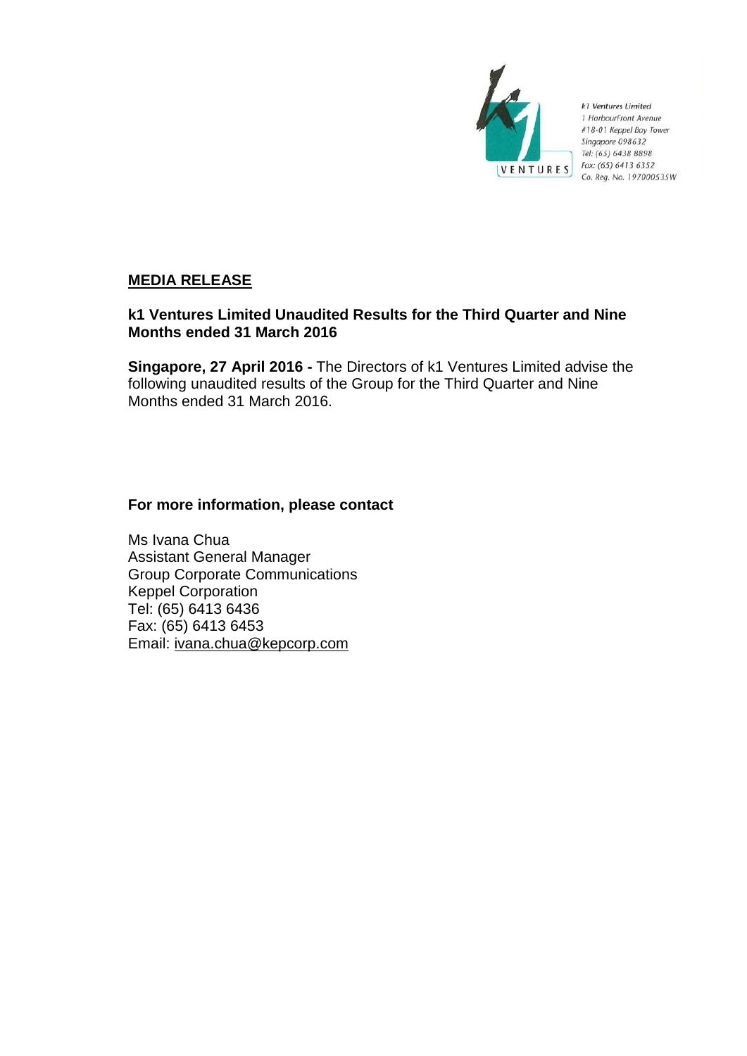k1 Ventures Limited
1 HarbourFront Avenue
#18-01 Keppel Bay Tower
Singapore 098632
Tel: (65) 6438 8898
Fax: (65) 6413 6352
Co. Reg. No. 197000535W

## MEDIA RELEASE

**k1 Ventures Limited Unaudited Results for the Third Quarter and Nine Months ended 31 March 2016**

**Singapore, 27 April 2016 -** The Directors of k1 Ventures Limited advise the following unaudited results of the Group for the Third Quarter and Nine Months ended 31 March 2016.

**For more information, please contact**

Ms Ivana Chua
Assistant General Manager
Group Corporate Communications
Keppel Corporation
Tel: (65) 6413 6436
Fax: (65) 6413 6453
Email: ivana.chua@kepcorp.com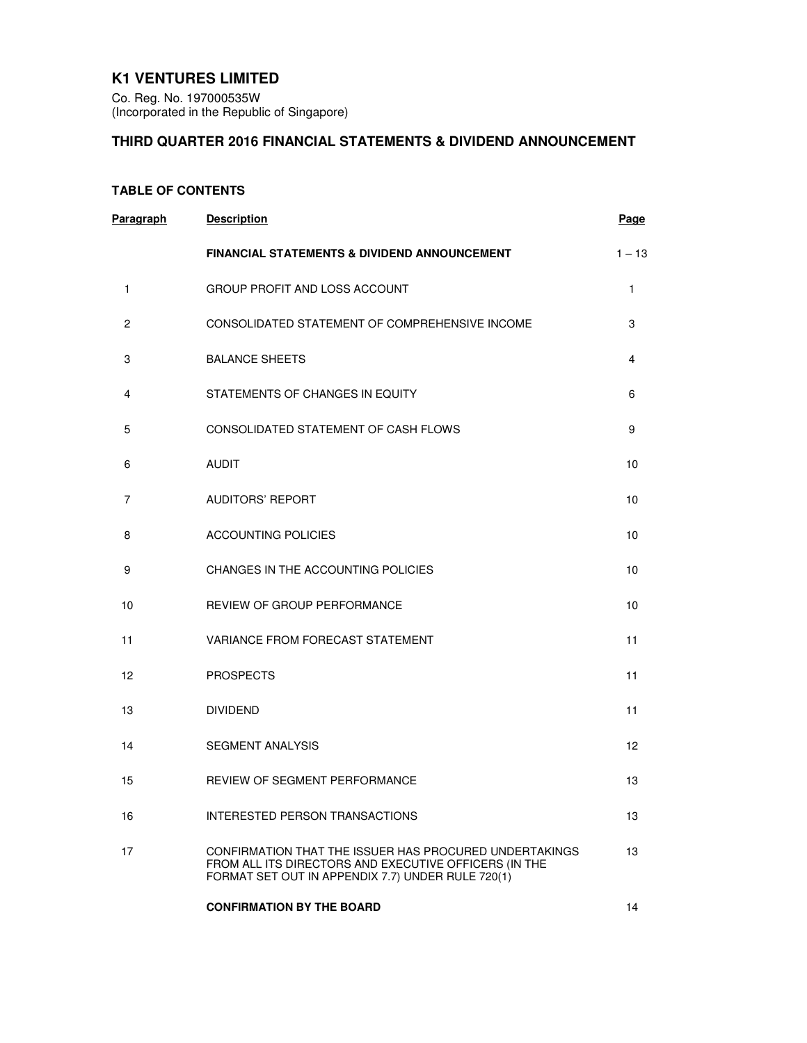# K1 VENTURES LIMITED

Co. Reg. No. 197000535W
(Incorporated in the Republic of Singapore)

## THIRD QUARTER 2016 FINANCIAL STATEMENTS & DIVIDEND ANNOUNCEMENT

### TABLE OF CONTENTS

| Paragraph | Description | Page |
|---|---|---|
| | **FINANCIAL STATEMENTS & DIVIDEND ANNOUNCEMENT** | 1 – 13 |
| 1 | GROUP PROFIT AND LOSS ACCOUNT | 1 |
| 2 | CONSOLIDATED STATEMENT OF COMPREHENSIVE INCOME | 3 |
| 3 | BALANCE SHEETS | 4 |
| 4 | STATEMENTS OF CHANGES IN EQUITY | 6 |
| 5 | CONSOLIDATED STATEMENT OF CASH FLOWS | 9 |
| 6 | AUDIT | 10 |
| 7 | AUDITORS' REPORT | 10 |
| 8 | ACCOUNTING POLICIES | 10 |
| 9 | CHANGES IN THE ACCOUNTING POLICIES | 10 |
| 10 | REVIEW OF GROUP PERFORMANCE | 10 |
| 11 | VARIANCE FROM FORECAST STATEMENT | 11 |
| 12 | PROSPECTS | 11 |
| 13 | DIVIDEND | 11 |
| 14 | SEGMENT ANALYSIS | 12 |
| 15 | REVIEW OF SEGMENT PERFORMANCE | 13 |
| 16 | INTERESTED PERSON TRANSACTIONS | 13 |
| 17 | CONFIRMATION THAT THE ISSUER HAS PROCURED UNDERTAKINGS FROM ALL ITS DIRECTORS AND EXECUTIVE OFFICERS (IN THE FORMAT SET OUT IN APPENDIX 7.7) UNDER RULE 720(1) | 13 |
| | **CONFIRMATION BY THE BOARD** | 14 |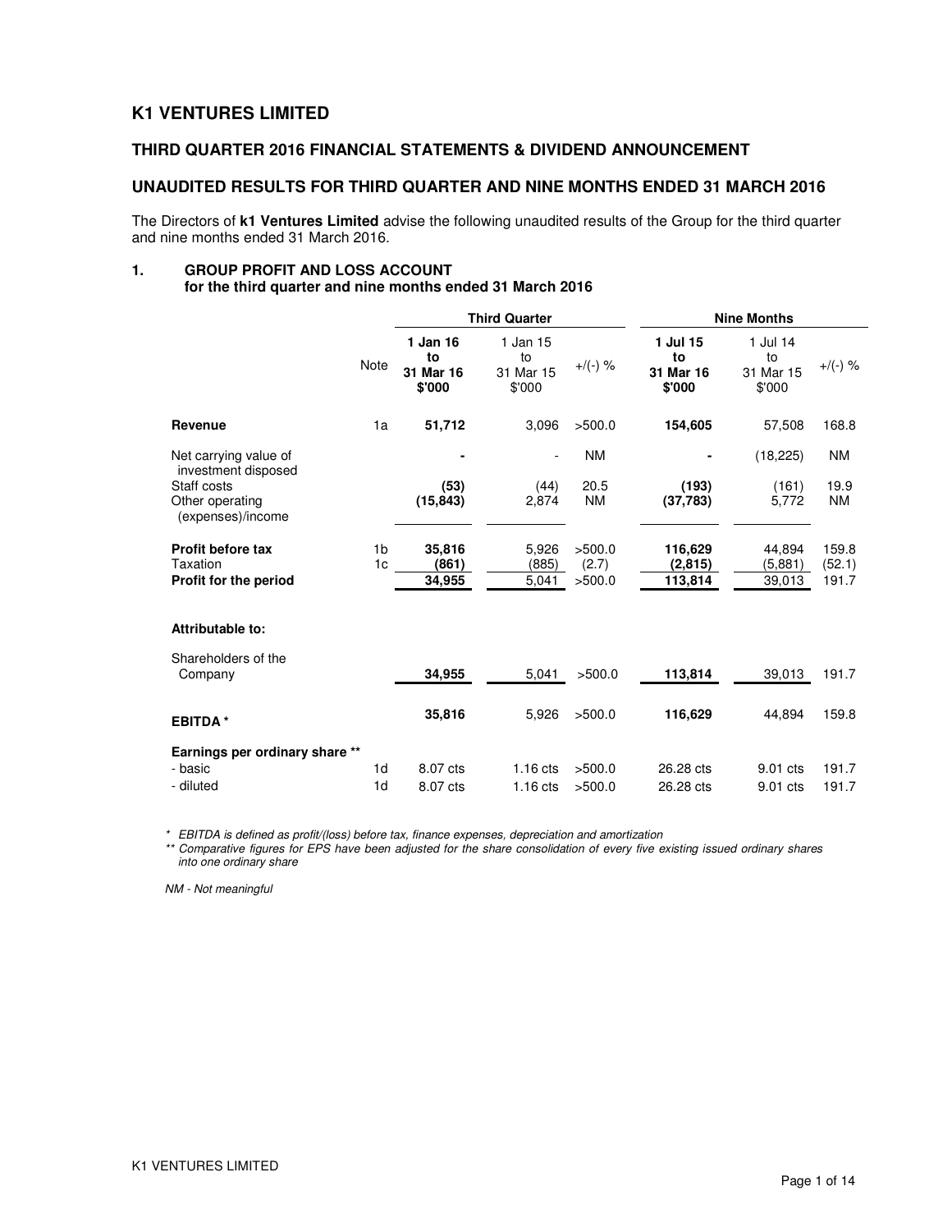# K1 VENTURES LIMITED

## THIRD QUARTER 2016 FINANCIAL STATEMENTS & DIVIDEND ANNOUNCEMENT

## UNAUDITED RESULTS FOR THIRD QUARTER AND NINE MONTHS ENDED 31 MARCH 2016

The Directors of **k1 Ventures Limited** advise the following unaudited results of the Group for the third quarter and nine months ended 31 March 2016.

### 1. GROUP PROFIT AND LOSS ACCOUNT
**for the third quarter and nine months ended 31 March 2016**

| | Note | Third Quarter | | | Nine Months | | |
|---|---|---|---|---|---|---|---|
| | | **1 Jan 16 to 31 Mar 16 $'000** | 1 Jan 15 to 31 Mar 15 $'000 | +/(-) % | **1 Jul 15 to 31 Mar 16 $'000** | 1 Jul 14 to 31 Mar 15 $'000 | +/(-) % |
| **Revenue** | 1a | **51,712** | 3,096 | >500.0 | **154,605** | 57,508 | 168.8 |
| Net carrying value of investment disposed | | **-** | - | NM | **-** | (18,225) | NM |
| Staff costs | | **(53)** | (44) | 20.5 | **(193)** | (161) | 19.9 |
| Other operating (expenses)/income | | **(15,843)** | 2,874 | NM | **(37,783)** | 5,772 | NM |
| **Profit before tax** | 1b | **35,816** | 5,926 | >500.0 | **116,629** | 44,894 | 159.8 |
| Taxation | 1c | **(861)** | (885) | (2.7) | **(2,815)** | (5,881) | (52.1) |
| **Profit for the period** | | **34,955** | 5,041 | >500.0 | **113,814** | 39,013 | 191.7 |
| **Attributable to:** | | | | | | | |
| Shareholders of the Company | | **34,955** | 5,041 | >500.0 | **113,814** | 39,013 | 191.7 |
| **EBITDA \*** | | **35,816** | 5,926 | >500.0 | **116,629** | 44,894 | 159.8 |
| **Earnings per ordinary share \*\*** | | | | | | | |
| - basic | 1d | 8.07 cts | 1.16 cts | >500.0 | 26.28 cts | 9.01 cts | 191.7 |
| - diluted | 1d | 8.07 cts | 1.16 cts | >500.0 | 26.28 cts | 9.01 cts | 191.7 |

*\* EBITDA is defined as profit/(loss) before tax, finance expenses, depreciation and amortization*

*\*\* Comparative figures for EPS have been adjusted for the share consolidation of every five existing issued ordinary shares into one ordinary share*

*NM - Not meaningful*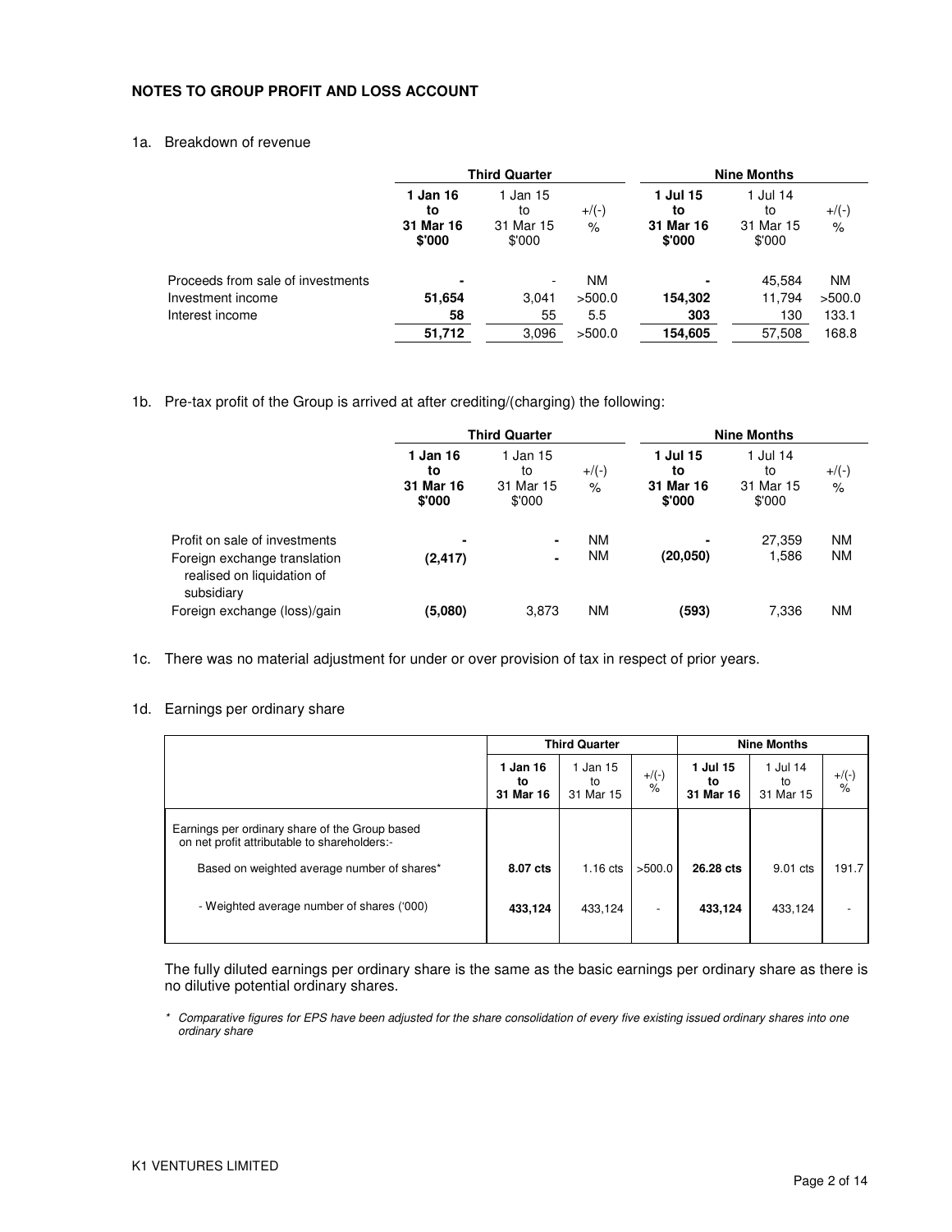**NOTES TO GROUP PROFIT AND LOSS ACCOUNT**

1a. Breakdown of revenue

| | Third Quarter | | | Nine Months | | |
|---|---|---|---|---|---|---|
| | **1 Jan 16 to 31 Mar 16 $'000** | 1 Jan 15 to 31 Mar 15 $'000 | +/(-) % | **1 Jul 15 to 31 Mar 16 $'000** | 1 Jul 14 to 31 Mar 15 $'000 | +/(-) % |
| Proceeds from sale of investments | **-** | - | NM | **-** | 45,584 | NM |
| Investment income | **51,654** | 3,041 | >500.0 | **154,302** | 11,794 | >500.0 |
| Interest income | **58** | 55 | 5.5 | **303** | 130 | 133.1 |
| | **51,712** | 3,096 | >500.0 | **154,605** | 57,508 | 168.8 |

1b. Pre-tax profit of the Group is arrived at after crediting/(charging) the following:

| | Third Quarter | | | Nine Months | | |
|---|---|---|---|---|---|---|
| | **1 Jan 16 to 31 Mar 16 $'000** | 1 Jan 15 to 31 Mar 15 $'000 | +/(-) % | **1 Jul 15 to 31 Mar 16 $'000** | 1 Jul 14 to 31 Mar 15 $'000 | +/(-) % |
| Profit on sale of investments | **-** | - | NM | **-** | 27,359 | NM |
| Foreign exchange translation realised on liquidation of subsidiary | **(2,417)** | - | NM | **(20,050)** | 1,586 | NM |
| Foreign exchange (loss)/gain | **(5,080)** | 3,873 | NM | **(593)** | 7,336 | NM |

1c. There was no material adjustment for under or over provision of tax in respect of prior years.

1d. Earnings per ordinary share

| | Third Quarter | | | Nine Months | | |
|---|---|---|---|---|---|---|
| | **1 Jan 16 to 31 Mar 16** | 1 Jan 15 to 31 Mar 15 | +/(-) % | **1 Jul 15 to 31 Mar 16** | 1 Jul 14 to 31 Mar 15 | +/(-) % |
| Earnings per ordinary share of the Group based on net profit attributable to shareholders:- | | | | | | |
| Based on weighted average number of shares* | **8.07 cts** | 1.16 cts | >500.0 | **26.28 cts** | 9.01 cts | 191.7 |
| - Weighted average number of shares ('000) | **433,124** | 433,124 | - | **433,124** | 433,124 | - |

The fully diluted earnings per ordinary share is the same as the basic earnings per ordinary share as there is no dilutive potential ordinary shares.

\* *Comparative figures for EPS have been adjusted for the share consolidation of every five existing issued ordinary shares into one ordinary share*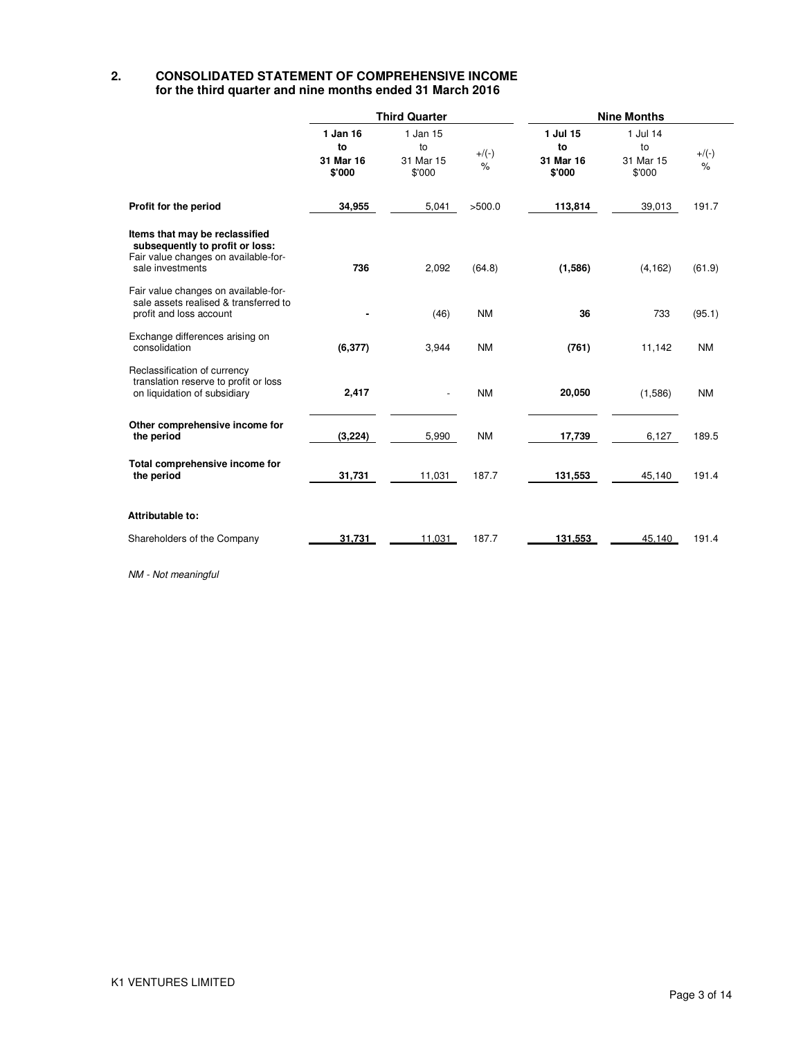## 2. CONSOLIDATED STATEMENT OF COMPREHENSIVE INCOME
### for the third quarter and nine months ended 31 March 2016

| | Third Quarter | | | Nine Months | | |
|---|---|---|---|---|---|---|
| | **1 Jan 16 to 31 Mar 16 $'000** | 1 Jan 15 to 31 Mar 15 $'000 | +/(-) % | **1 Jul 15 to 31 Mar 16 $'000** | 1 Jul 14 to 31 Mar 15 $'000 | +/(-) % |
| **Profit for the period** | **34,955** | 5,041 | >500.0 | **113,814** | 39,013 | 191.7 |
| **Items that may be reclassified subsequently to profit or loss:** | | | | | | |
| Fair value changes on available-for-sale investments | **736** | 2,092 | (64.8) | **(1,586)** | (4,162) | (61.9) |
| Fair value changes on available-for-sale assets realised & transferred to profit and loss account | **-** | (46) | NM | **36** | 733 | (95.1) |
| Exchange differences arising on consolidation | **(6,377)** | 3,944 | NM | **(761)** | 11,142 | NM |
| Reclassification of currency translation reserve to profit or loss on liquidation of subsidiary | **2,417** | - | NM | **20,050** | (1,586) | NM |
| **Other comprehensive income for the period** | **(3,224)** | 5,990 | NM | **17,739** | 6,127 | 189.5 |
| **Total comprehensive income for the period** | **31,731** | 11,031 | 187.7 | **131,553** | 45,140 | 191.4 |
| **Attributable to:** | | | | | | |
| Shareholders of the Company | **31,731** | 11,031 | 187.7 | **131,553** | 45,140 | 191.4 |

*NM - Not meaningful*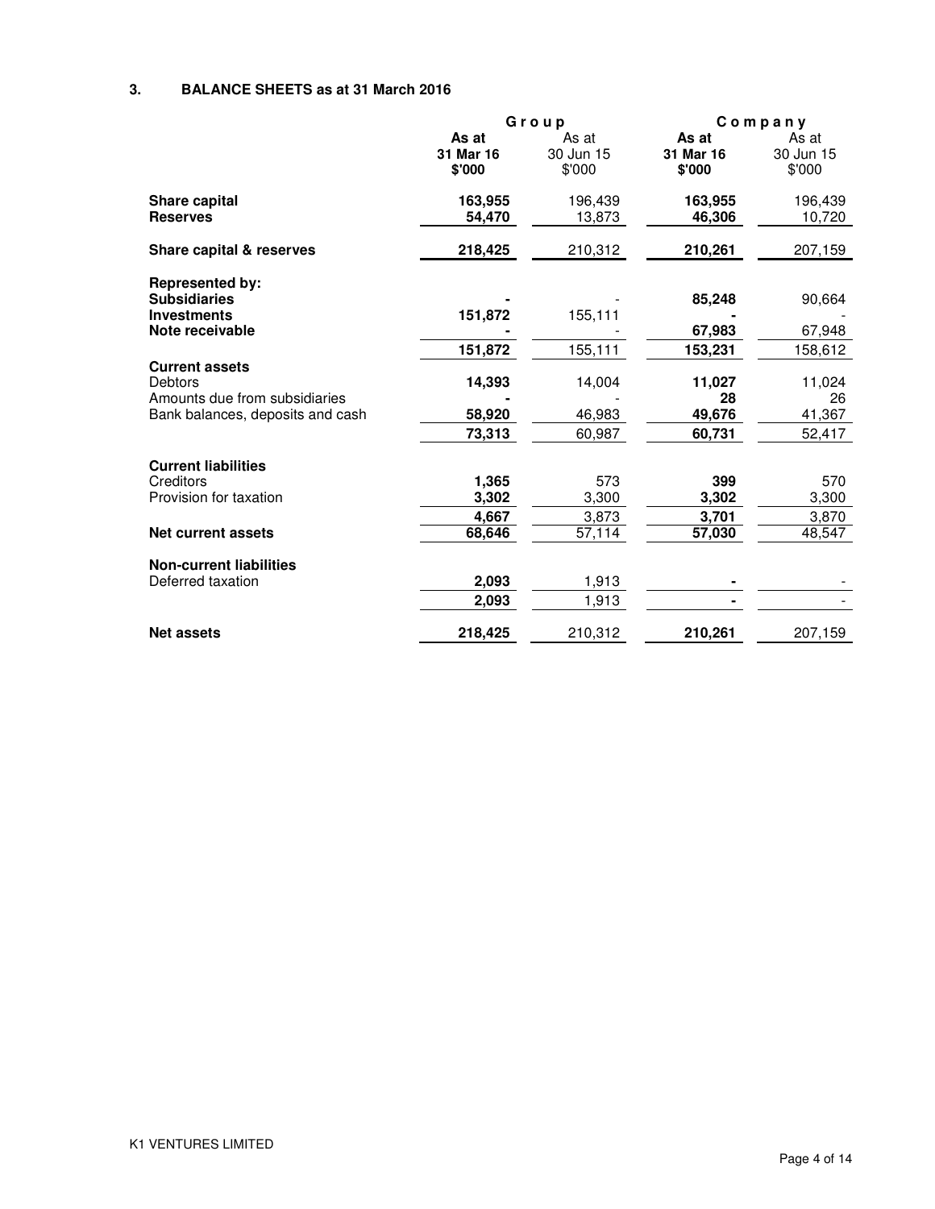### 3. BALANCE SHEETS as at 31 March 2016

| | Group | | Company | |
|---|---|---|---|---|
| | **As at 31 Mar 16 $'000** | As at 30 Jun 15 $'000 | **As at 31 Mar 16 $'000** | As at 30 Jun 15 $'000 |
| **Share capital** | **163,955** | 196,439 | **163,955** | 196,439 |
| **Reserves** | **54,470** | 13,873 | **46,306** | 10,720 |
| **Share capital & reserves** | **218,425** | 210,312 | **210,261** | 207,159 |
| **Represented by:** | | | | |
| **Subsidiaries** | **-** | - | **85,248** | 90,664 |
| **Investments** | **151,872** | 155,111 | **-** | - |
| **Note receivable** | **-** | - | **67,983** | 67,948 |
| | **151,872** | 155,111 | **153,231** | 158,612 |
| **Current assets** | | | | |
| Debtors | **14,393** | 14,004 | **11,027** | 11,024 |
| Amounts due from subsidiaries | **-** | - | **28** | 26 |
| Bank balances, deposits and cash | **58,920** | 46,983 | **49,676** | 41,367 |
| | **73,313** | 60,987 | **60,731** | 52,417 |
| **Current liabilities** | | | | |
| Creditors | **1,365** | 573 | **399** | 570 |
| Provision for taxation | **3,302** | 3,300 | **3,302** | 3,300 |
| | **4,667** | 3,873 | **3,701** | 3,870 |
| **Net current assets** | **68,646** | 57,114 | **57,030** | 48,547 |
| **Non-current liabilities** | | | | |
| Deferred taxation | **2,093** | 1,913 | **-** | - |
| | **2,093** | 1,913 | **-** | - |
| **Net assets** | **218,425** | 210,312 | **210,261** | 207,159 |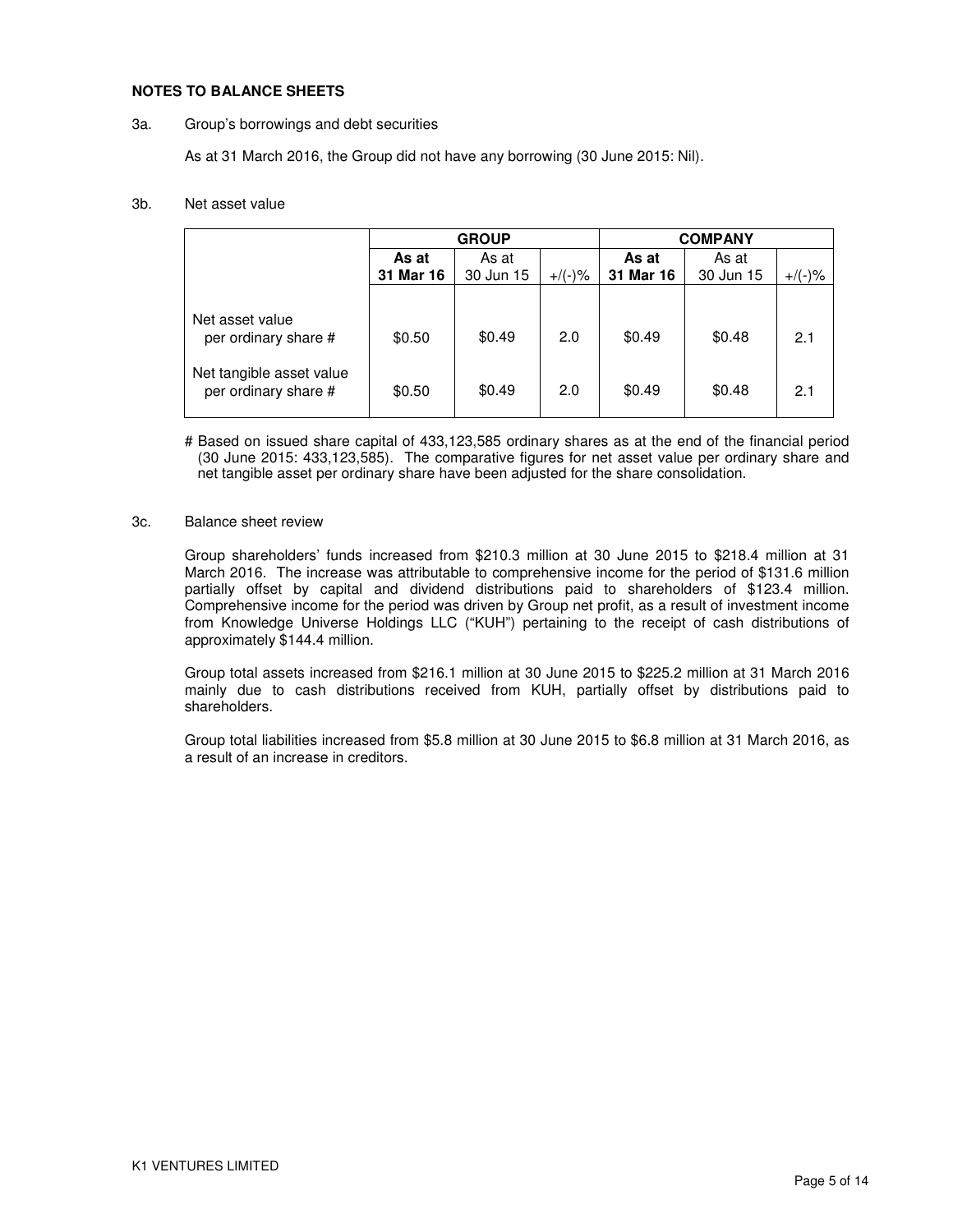**NOTES TO BALANCE SHEETS**

3a. Group's borrowings and debt securities

As at 31 March 2016, the Group did not have any borrowing (30 June 2015: Nil).

3b. Net asset value

| | GROUP | | | COMPANY | | |
|---|---|---|---|---|---|---|
| | **As at 31 Mar 16** | As at 30 Jun 15 | +/(-)% | **As at 31 Mar 16** | As at 30 Jun 15 | +/(-)% |
| Net asset value per ordinary share # | $0.50 | $0.49 | 2.0 | $0.49 | $0.48 | 2.1 |
| Net tangible asset value per ordinary share # | $0.50 | $0.49 | 2.0 | $0.49 | $0.48 | 2.1 |

# Based on issued share capital of 433,123,585 ordinary shares as at the end of the financial period (30 June 2015: 433,123,585). The comparative figures for net asset value per ordinary share and net tangible asset per ordinary share have been adjusted for the share consolidation.

3c. Balance sheet review

Group shareholders' funds increased from $210.3 million at 30 June 2015 to $218.4 million at 31 March 2016. The increase was attributable to comprehensive income for the period of $131.6 million partially offset by capital and dividend distributions paid to shareholders of $123.4 million. Comprehensive income for the period was driven by Group net profit, as a result of investment income from Knowledge Universe Holdings LLC ("KUH") pertaining to the receipt of cash distributions of approximately $144.4 million.

Group total assets increased from $216.1 million at 30 June 2015 to $225.2 million at 31 March 2016 mainly due to cash distributions received from KUH, partially offset by distributions paid to shareholders.

Group total liabilities increased from $5.8 million at 30 June 2015 to $6.8 million at 31 March 2016, as a result of an increase in creditors.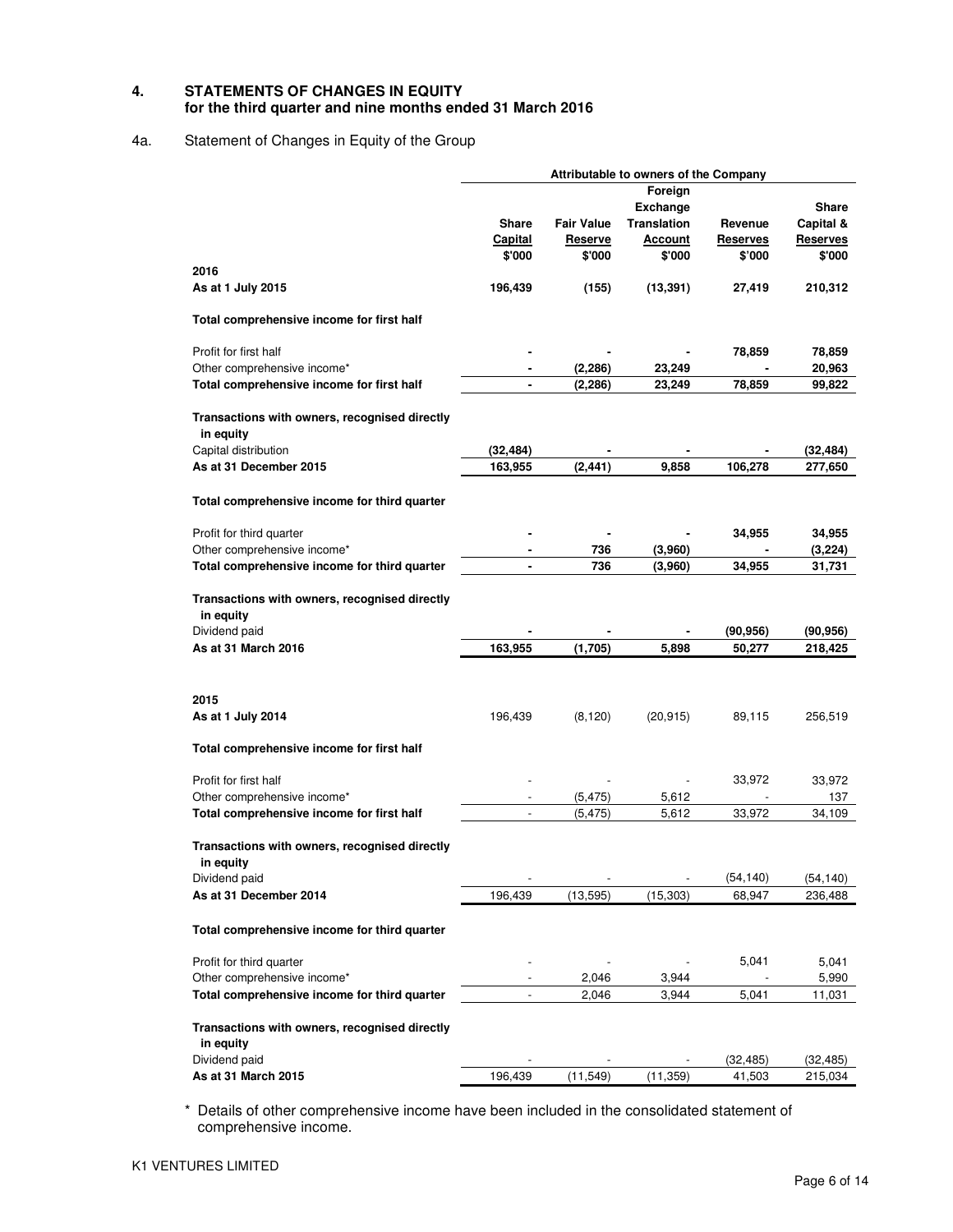## 4. STATEMENTS OF CHANGES IN EQUITY for the third quarter and nine months ended 31 March 2016

4a. Statement of Changes in Equity of the Group

| | Attributable to owners of the Company | | | | |
|---|---|---|---|---|---|
| | Share Capital $'000 | Fair Value Reserve $'000 | Foreign Exchange Translation Account $'000 | Revenue Reserves $'000 | Share Capital & Reserves $'000 |
| **2016** | | | | | |
| **As at 1 July 2015** | **196,439** | **(155)** | **(13,391)** | **27,419** | **210,312** |
| **Total comprehensive income for first half** | | | | | |
| Profit for first half | **-** | **-** | **-** | **78,859** | **78,859** |
| Other comprehensive income* | **-** | **(2,286)** | **23,249** | **-** | **20,963** |
| **Total comprehensive income for first half** | **-** | **(2,286)** | **23,249** | **78,859** | **99,822** |
| **Transactions with owners, recognised directly in equity** | | | | | |
| Capital distribution | **(32,484)** | **-** | **-** | **-** | **(32,484)** |
| **As at 31 December 2015** | **163,955** | **(2,441)** | **9,858** | **106,278** | **277,650** |
| **Total comprehensive income for third quarter** | | | | | |
| Profit for third quarter | **-** | **-** | **-** | **34,955** | **34,955** |
| Other comprehensive income* | **-** | **736** | **(3,960)** | **-** | **(3,224)** |
| **Total comprehensive income for third quarter** | **-** | **736** | **(3,960)** | **34,955** | **31,731** |
| **Transactions with owners, recognised directly in equity** | | | | | |
| Dividend paid | **-** | **-** | **-** | **(90,956)** | **(90,956)** |
| **As at 31 March 2016** | **163,955** | **(1,705)** | **5,898** | **50,277** | **218,425** |
| | | | | | |
| **2015** | | | | | |
| **As at 1 July 2014** | 196,439 | (8,120) | (20,915) | 89,115 | 256,519 |
| **Total comprehensive income for first half** | | | | | |
| Profit for first half | - | - | - | 33,972 | 33,972 |
| Other comprehensive income* | - | (5,475) | 5,612 | - | 137 |
| **Total comprehensive income for first half** | - | (5,475) | 5,612 | 33,972 | 34,109 |
| **Transactions with owners, recognised directly in equity** | | | | | |
| Dividend paid | - | - | - | (54,140) | (54,140) |
| **As at 31 December 2014** | 196,439 | (13,595) | (15,303) | 68,947 | 236,488 |
| **Total comprehensive income for third quarter** | | | | | |
| Profit for third quarter | - | - | - | 5,041 | 5,041 |
| Other comprehensive income* | - | 2,046 | 3,944 | - | 5,990 |
| **Total comprehensive income for third quarter** | - | 2,046 | 3,944 | 5,041 | 11,031 |
| **Transactions with owners, recognised directly in equity** | | | | | |
| Dividend paid | - | - | - | (32,485) | (32,485) |
| **As at 31 March 2015** | 196,439 | (11,549) | (11,359) | 41,503 | 215,034 |

\* Details of other comprehensive income have been included in the consolidated statement of comprehensive income.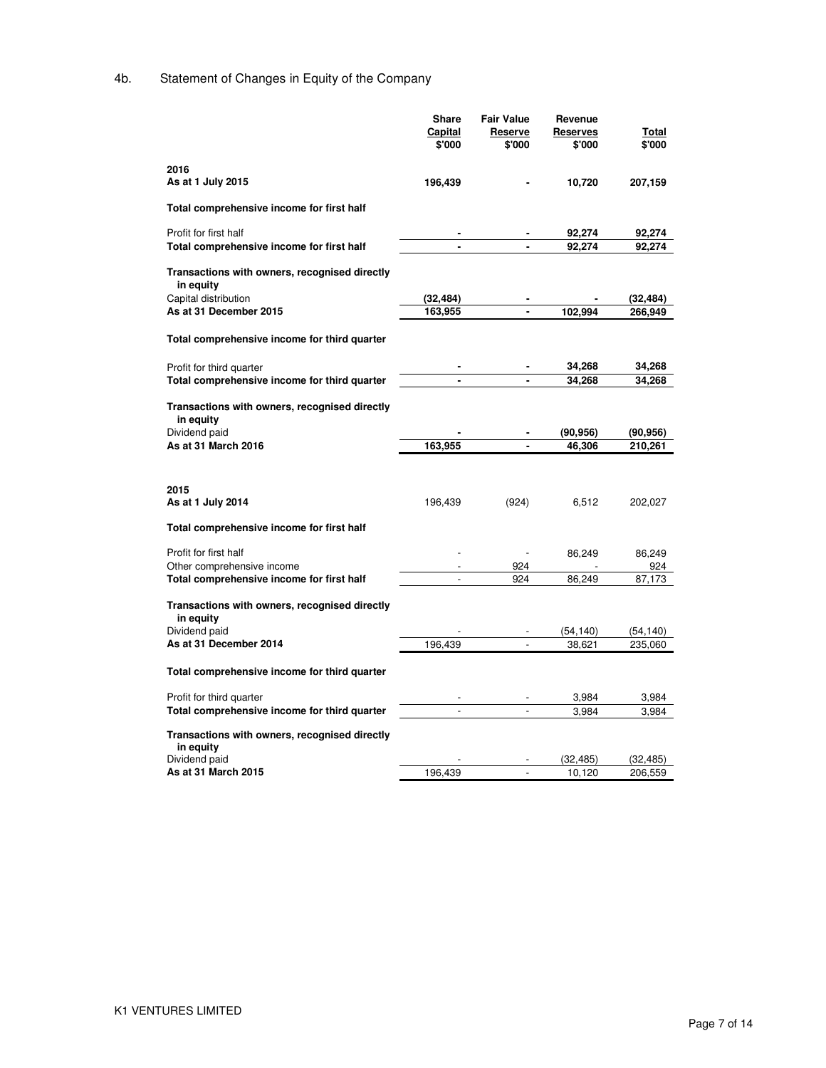## 4b. Statement of Changes in Equity of the Company

| | Share Capital $'000 | Fair Value Reserve $'000 | Revenue Reserves $'000 | Total $'000 |
|---|---|---|---|---|
| **2016** | | | | |
| **As at 1 July 2015** | **196,439** | **-** | **10,720** | **207,159** |
| **Total comprehensive income for first half** | | | | |
| Profit for first half | **-** | **-** | **92,274** | **92,274** |
| **Total comprehensive income for first half** | **-** | **-** | **92,274** | **92,274** |
| **Transactions with owners, recognised directly in equity** | | | | |
| Capital distribution | **(32,484)** | **-** | **-** | **(32,484)** |
| **As at 31 December 2015** | **163,955** | **-** | **102,994** | **266,949** |
| **Total comprehensive income for third quarter** | | | | |
| Profit for third quarter | **-** | **-** | **34,268** | **34,268** |
| **Total comprehensive income for third quarter** | **-** | **-** | **34,268** | **34,268** |
| **Transactions with owners, recognised directly in equity** | | | | |
| Dividend paid | **-** | **-** | **(90,956)** | **(90,956)** |
| **As at 31 March 2016** | **163,955** | **-** | **46,306** | **210,261** |
| | | | | |
| **2015** | | | | |
| **As at 1 July 2014** | 196,439 | (924) | 6,512 | 202,027 |
| **Total comprehensive income for first half** | | | | |
| Profit for first half | - | - | 86,249 | 86,249 |
| Other comprehensive income | - | 924 | - | 924 |
| **Total comprehensive income for first half** | - | 924 | 86,249 | 87,173 |
| **Transactions with owners, recognised directly in equity** | | | | |
| Dividend paid | - | - | (54,140) | (54,140) |
| **As at 31 December 2014** | 196,439 | - | 38,621 | 235,060 |
| **Total comprehensive income for third quarter** | | | | |
| Profit for third quarter | - | - | 3,984 | 3,984 |
| **Total comprehensive income for third quarter** | - | - | 3,984 | 3,984 |
| **Transactions with owners, recognised directly in equity** | | | | |
| Dividend paid | - | - | (32,485) | (32,485) |
| **As at 31 March 2015** | 196,439 | - | 10,120 | 206,559 |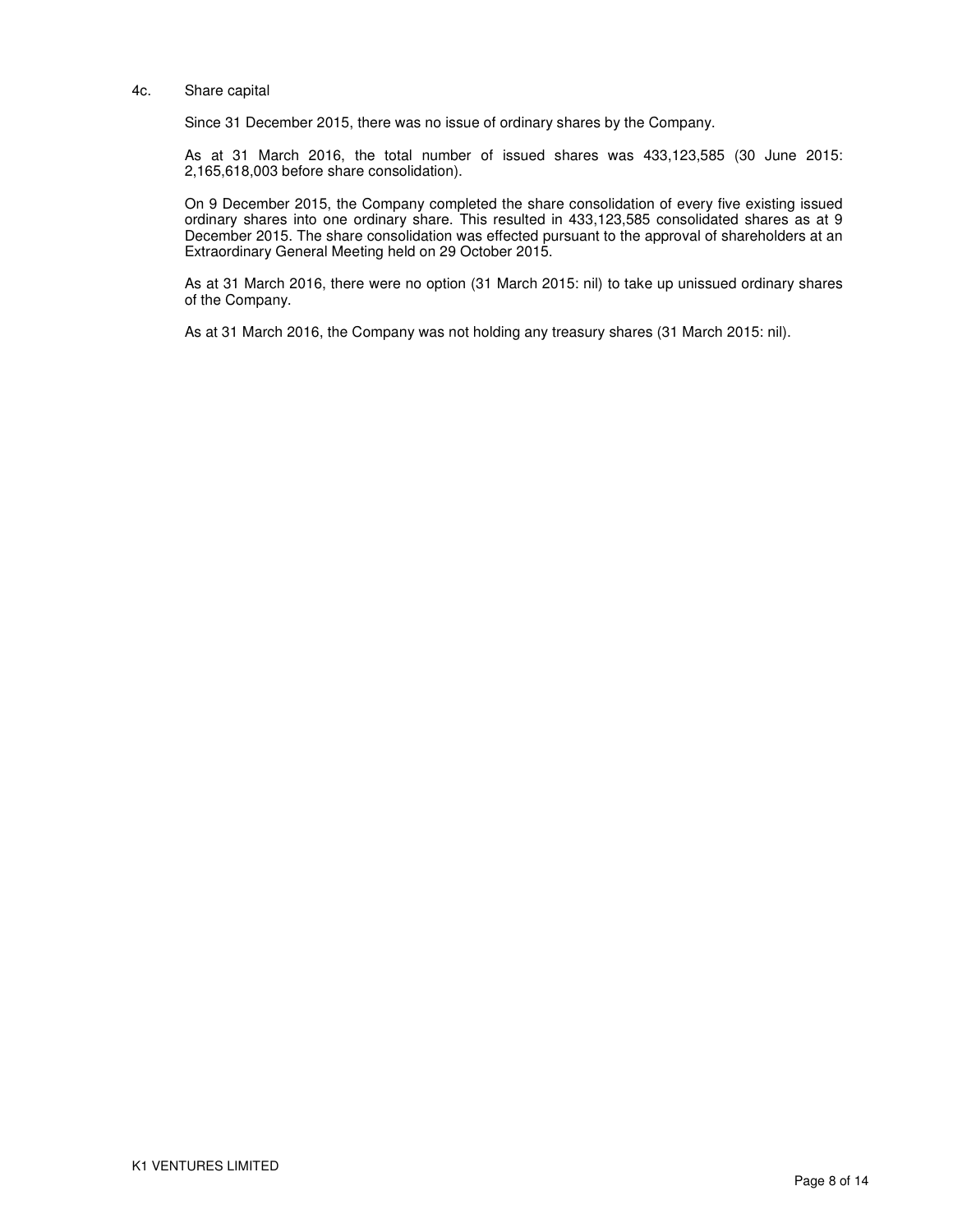4c. Share capital

Since 31 December 2015, there was no issue of ordinary shares by the Company.

As at 31 March 2016, the total number of issued shares was 433,123,585 (30 June 2015: 2,165,618,003 before share consolidation).

On 9 December 2015, the Company completed the share consolidation of every five existing issued ordinary shares into one ordinary share. This resulted in 433,123,585 consolidated shares as at 9 December 2015. The share consolidation was effected pursuant to the approval of shareholders at an Extraordinary General Meeting held on 29 October 2015.

As at 31 March 2016, there were no option (31 March 2015: nil) to take up unissued ordinary shares of the Company.

As at 31 March 2016, the Company was not holding any treasury shares (31 March 2015: nil).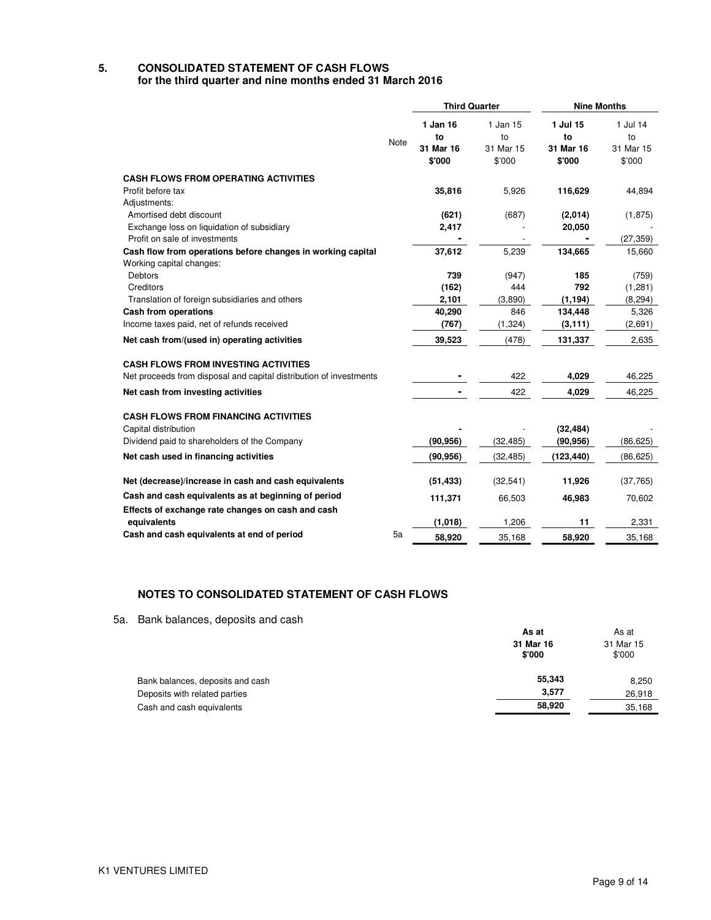## 5. CONSOLIDATED STATEMENT OF CASH FLOWS
**for the third quarter and nine months ended 31 March 2016**

| | Note | Third Quarter | | Nine Months | |
|---|---|---|---|---|---|
| | | **1 Jan 16 to 31 Mar 16 $'000** | 1 Jan 15 to 31 Mar 15 $'000 | **1 Jul 15 to 31 Mar 16 $'000** | 1 Jul 14 to 31 Mar 15 $'000 |
| **CASH FLOWS FROM OPERATING ACTIVITIES** | | | | | |
| Profit before tax | | **35,816** | 5,926 | **116,629** | 44,894 |
| Adjustments: | | | | | |
| Amortised debt discount | | **(621)** | (687) | **(2,014)** | (1,875) |
| Exchange loss on liquidation of subsidiary | | **2,417** | - | **20,050** | - |
| Profit on sale of investments | | **-** | - | **-** | (27,359) |
| **Cash flow from operations before changes in working capital** | | **37,612** | 5,239 | **134,665** | 15,660 |
| Working capital changes: | | | | | |
| Debtors | | **739** | (947) | **185** | (759) |
| Creditors | | **(162)** | 444 | **792** | (1,281) |
| Translation of foreign subsidiaries and others | | **2,101** | (3,890) | **(1,194)** | (8,294) |
| **Cash from operations** | | **40,290** | 846 | **134,448** | 5,326 |
| Income taxes paid, net of refunds received | | **(767)** | (1,324) | **(3,111)** | (2,691) |
| **Net cash from/(used in) operating activities** | | **39,523** | (478) | **131,337** | 2,635 |
| **CASH FLOWS FROM INVESTING ACTIVITIES** | | | | | |
| Net proceeds from disposal and capital distribution of investments | | **-** | 422 | **4,029** | 46,225 |
| **Net cash from investing activities** | | **-** | 422 | **4,029** | 46,225 |
| **CASH FLOWS FROM FINANCING ACTIVITIES** | | | | | |
| Capital distribution | | **-** | - | **(32,484)** | - |
| Dividend paid to shareholders of the Company | | **(90,956)** | (32,485) | **(90,956)** | (86,625) |
| **Net cash used in financing activities** | | **(90,956)** | (32,485) | **(123,440)** | (86,625) |
| **Net (decrease)/increase in cash and cash equivalents** | | **(51,433)** | (32,541) | **11,926** | (37,765) |
| **Cash and cash equivalents as at beginning of period** | | **111,371** | 66,503 | **46,983** | 70,602 |
| **Effects of exchange rate changes on cash and cash equivalents** | | **(1,018)** | 1,206 | **11** | 2,331 |
| **Cash and cash equivalents at end of period** | 5a | **58,920** | 35,168 | **58,920** | 35,168 |

### NOTES TO CONSOLIDATED STATEMENT OF CASH FLOWS

5a. Bank balances, deposits and cash

| | **As at 31 Mar 16 $'000** | As at 31 Mar 15 $'000 |
|---|---|---|
| Bank balances, deposits and cash | **55,343** | 8,250 |
| Deposits with related parties | **3,577** | 26,918 |
| Cash and cash equivalents | **58,920** | 35,168 |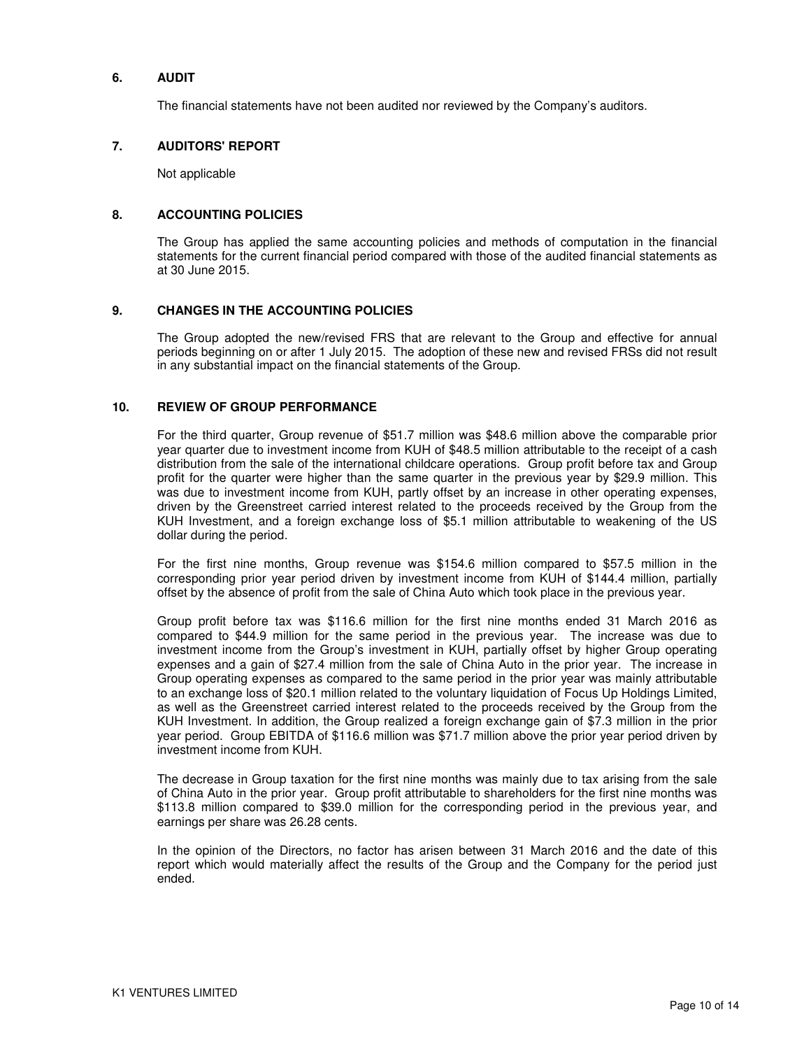## 6. AUDIT

The financial statements have not been audited nor reviewed by the Company's auditors.

## 7. AUDITORS' REPORT

Not applicable

## 8. ACCOUNTING POLICIES

The Group has applied the same accounting policies and methods of computation in the financial statements for the current financial period compared with those of the audited financial statements as at 30 June 2015.

## 9. CHANGES IN THE ACCOUNTING POLICIES

The Group adopted the new/revised FRS that are relevant to the Group and effective for annual periods beginning on or after 1 July 2015. The adoption of these new and revised FRSs did not result in any substantial impact on the financial statements of the Group.

## 10. REVIEW OF GROUP PERFORMANCE

For the third quarter, Group revenue of $51.7 million was $48.6 million above the comparable prior year quarter due to investment income from KUH of $48.5 million attributable to the receipt of a cash distribution from the sale of the international childcare operations. Group profit before tax and Group profit for the quarter were higher than the same quarter in the previous year by $29.9 million. This was due to investment income from KUH, partly offset by an increase in other operating expenses, driven by the Greenstreet carried interest related to the proceeds received by the Group from the KUH Investment, and a foreign exchange loss of $5.1 million attributable to weakening of the US dollar during the period.

For the first nine months, Group revenue was $154.6 million compared to $57.5 million in the corresponding prior year period driven by investment income from KUH of $144.4 million, partially offset by the absence of profit from the sale of China Auto which took place in the previous year.

Group profit before tax was $116.6 million for the first nine months ended 31 March 2016 as compared to $44.9 million for the same period in the previous year. The increase was due to investment income from the Group's investment in KUH, partially offset by higher Group operating expenses and a gain of $27.4 million from the sale of China Auto in the prior year. The increase in Group operating expenses as compared to the same period in the prior year was mainly attributable to an exchange loss of $20.1 million related to the voluntary liquidation of Focus Up Holdings Limited, as well as the Greenstreet carried interest related to the proceeds received by the Group from the KUH Investment. In addition, the Group realized a foreign exchange gain of $7.3 million in the prior year period. Group EBITDA of $116.6 million was $71.7 million above the prior year period driven by investment income from KUH.

The decrease in Group taxation for the first nine months was mainly due to tax arising from the sale of China Auto in the prior year. Group profit attributable to shareholders for the first nine months was $113.8 million compared to $39.0 million for the corresponding period in the previous year, and earnings per share was 26.28 cents.

In the opinion of the Directors, no factor has arisen between 31 March 2016 and the date of this report which would materially affect the results of the Group and the Company for the period just ended.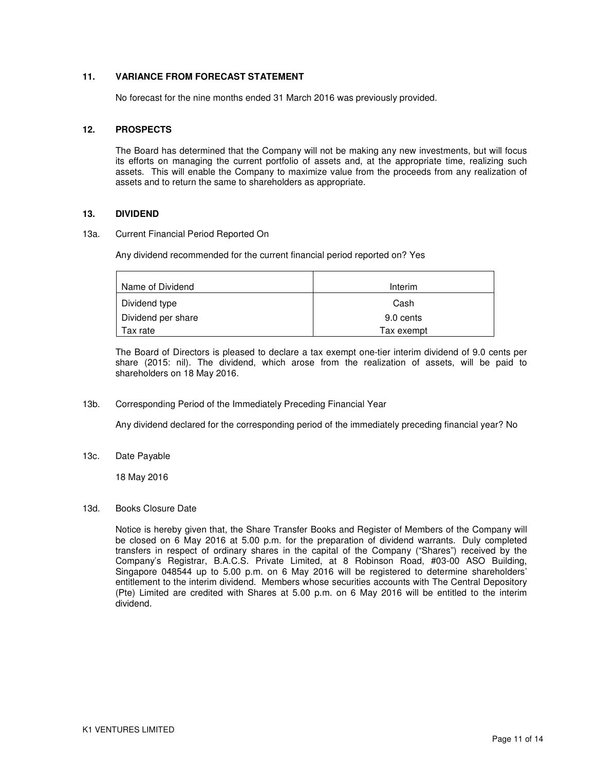## 11. VARIANCE FROM FORECAST STATEMENT

No forecast for the nine months ended 31 March 2016 was previously provided.

## 12. PROSPECTS

The Board has determined that the Company will not be making any new investments, but will focus its efforts on managing the current portfolio of assets and, at the appropriate time, realizing such assets. This will enable the Company to maximize value from the proceeds from any realization of assets and to return the same to shareholders as appropriate.

## 13. DIVIDEND

13a. Current Financial Period Reported On

Any dividend recommended for the current financial period reported on? Yes

| Name of Dividend | Interim |
|---|---|
| Dividend type | Cash |
| Dividend per share | 9.0 cents |
| Tax rate | Tax exempt |

The Board of Directors is pleased to declare a tax exempt one-tier interim dividend of 9.0 cents per share (2015: nil). The dividend, which arose from the realization of assets, will be paid to shareholders on 18 May 2016.

13b. Corresponding Period of the Immediately Preceding Financial Year

Any dividend declared for the corresponding period of the immediately preceding financial year? No

13c. Date Payable

18 May 2016

13d. Books Closure Date

Notice is hereby given that, the Share Transfer Books and Register of Members of the Company will be closed on 6 May 2016 at 5.00 p.m. for the preparation of dividend warrants. Duly completed transfers in respect of ordinary shares in the capital of the Company ("Shares") received by the Company's Registrar, B.A.C.S. Private Limited, at 8 Robinson Road, #03-00 ASO Building, Singapore 048544 up to 5.00 p.m. on 6 May 2016 will be registered to determine shareholders' entitlement to the interim dividend. Members whose securities accounts with The Central Depository (Pte) Limited are credited with Shares at 5.00 p.m. on 6 May 2016 will be entitled to the interim dividend.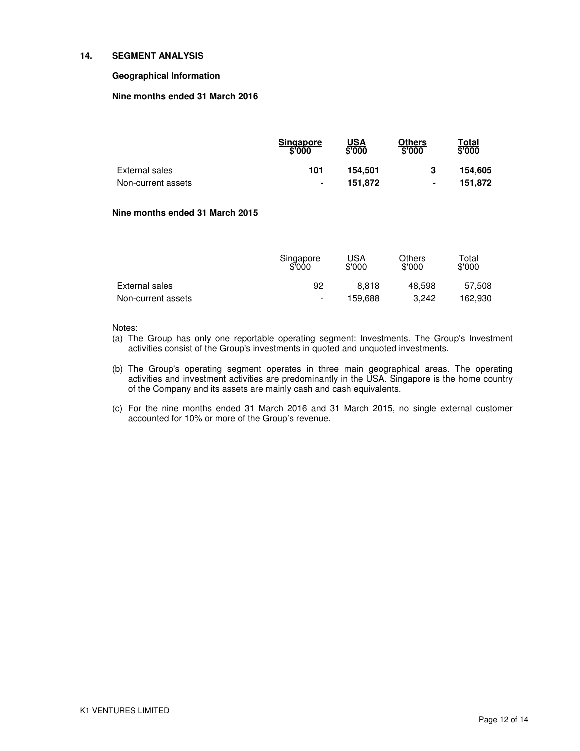## 14. SEGMENT ANALYSIS

### Geographical Information

**Nine months ended 31 March 2016**

| | **Singapore \$'000** | **USA \$'000** | **Others \$'000** | **Total \$'000** |
|---|---|---|---|---|
| External sales | **101** | **154,501** | **3** | **154,605** |
| Non-current assets | **-** | **151,872** | **-** | **151,872** |

**Nine months ended 31 March 2015**

| | Singapore \$'000 | USA \$'000 | Others \$'000 | Total \$'000 |
|---|---|---|---|---|
| External sales | 92 | 8,818 | 48,598 | 57,508 |
| Non-current assets | - | 159,688 | 3,242 | 162,930 |

Notes:

(a) The Group has only one reportable operating segment: Investments. The Group's Investment activities consist of the Group's investments in quoted and unquoted investments.

(b) The Group's operating segment operates in three main geographical areas. The operating activities and investment activities are predominantly in the USA. Singapore is the home country of the Company and its assets are mainly cash and cash equivalents.

(c) For the nine months ended 31 March 2016 and 31 March 2015, no single external customer accounted for 10% or more of the Group's revenue.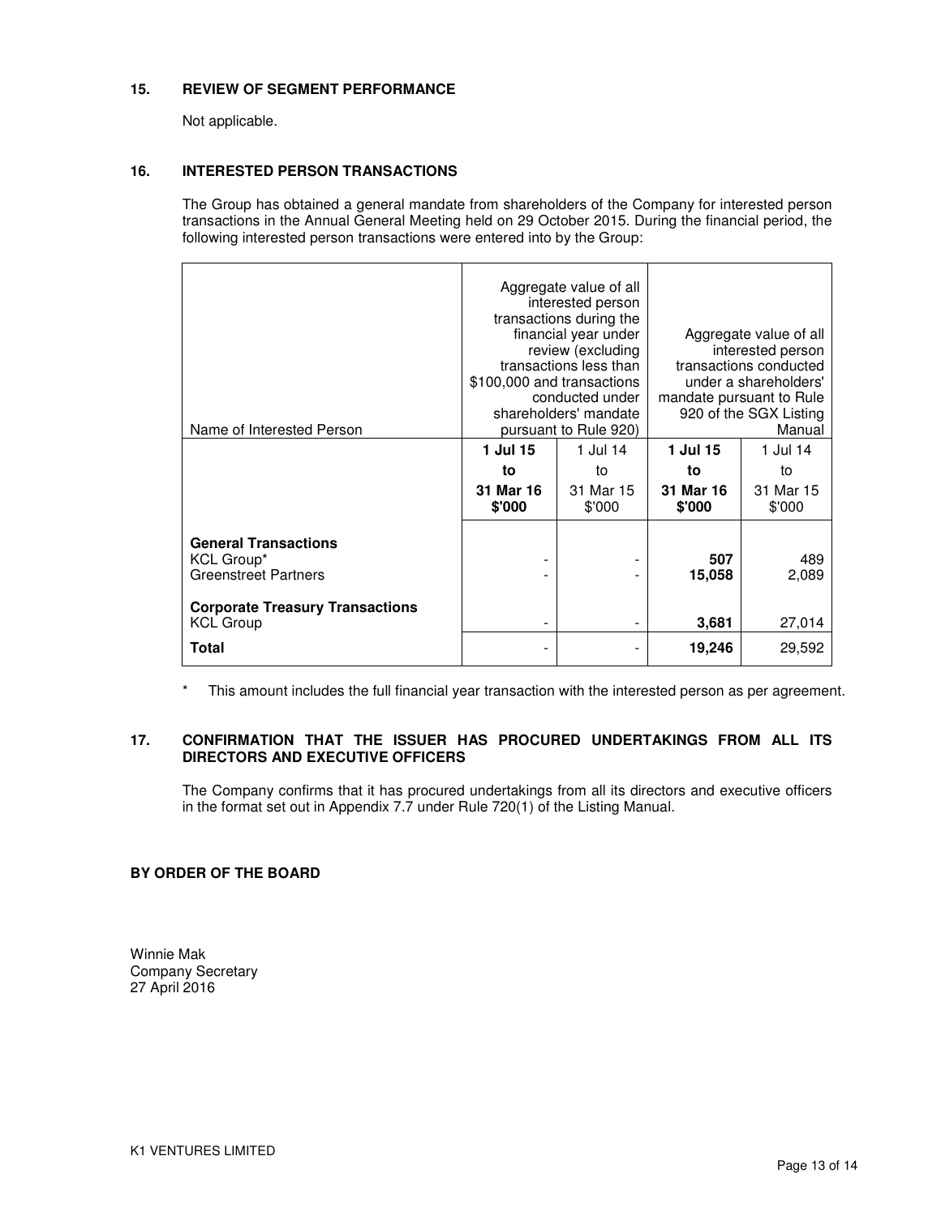## 15. REVIEW OF SEGMENT PERFORMANCE

Not applicable.

## 16. INTERESTED PERSON TRANSACTIONS

The Group has obtained a general mandate from shareholders of the Company for interested person transactions in the Annual General Meeting held on 29 October 2015. During the financial period, the following interested person transactions were entered into by the Group:

| Name of Interested Person | Aggregate value of all interested person transactions during the financial year under review (excluding transactions less than $100,000 and transactions conducted under shareholders' mandate pursuant to Rule 920) | | Aggregate value of all interested person transactions conducted under a shareholders' mandate pursuant to Rule 920 of the SGX Listing Manual | |
|---|---|---|---|---|
| | **1 Jul 15 to 31 Mar 16 $'000** | 1 Jul 14 to 31 Mar 15 $'000 | **1 Jul 15 to 31 Mar 16 $'000** | 1 Jul 14 to 31 Mar 15 $'000 |
| **General Transactions** | | | | |
| KCL Group* | - | - | **507** | 489 |
| Greenstreet Partners | - | - | **15,058** | 2,089 |
| **Corporate Treasury Transactions** | | | | |
| KCL Group | - | - | **3,681** | 27,014 |
| **Total** | - | - | **19,246** | 29,592 |

\* This amount includes the full financial year transaction with the interested person as per agreement.

## 17. CONFIRMATION THAT THE ISSUER HAS PROCURED UNDERTAKINGS FROM ALL ITS DIRECTORS AND EXECUTIVE OFFICERS

The Company confirms that it has procured undertakings from all its directors and executive officers in the format set out in Appendix 7.7 under Rule 720(1) of the Listing Manual.

**BY ORDER OF THE BOARD**

Winnie Mak
Company Secretary
27 April 2016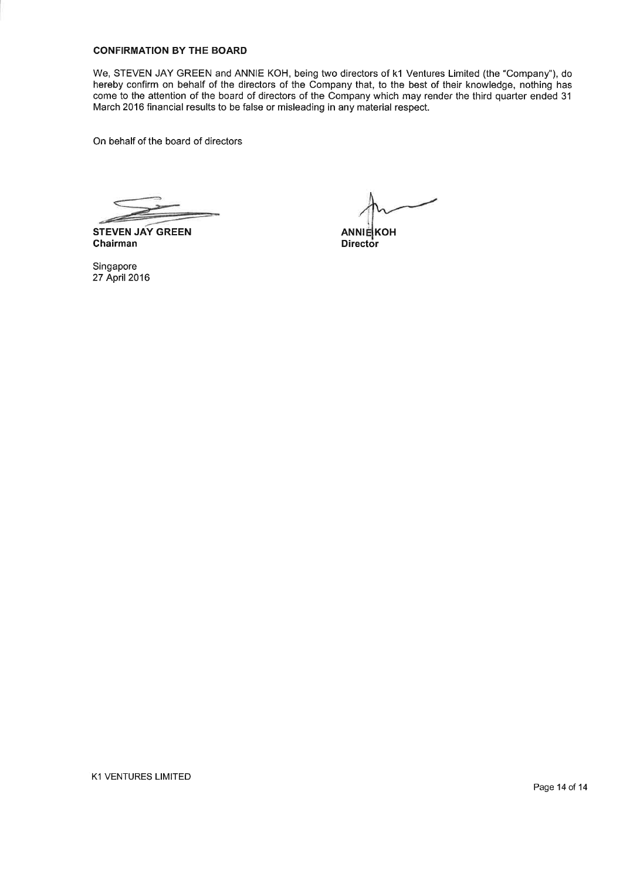**CONFIRMATION BY THE BOARD**

We, STEVEN JAY GREEN and ANNIE KOH, being two directors of k1 Ventures Limited (the "Company"), do hereby confirm on behalf of the directors of the Company that, to the best of their knowledge, nothing has come to the attention of the board of directors of the Company which may render the third quarter ended 31 March 2016 financial results to be false or misleading in any material respect.

On behalf of the board of directors

| | |
|---|---|
| **STEVEN JAY GREEN** | **ANNIE KOH** |
| **Chairman** | **Director** |

Singapore
27 April 2016

K1 VENTURES LIMITED